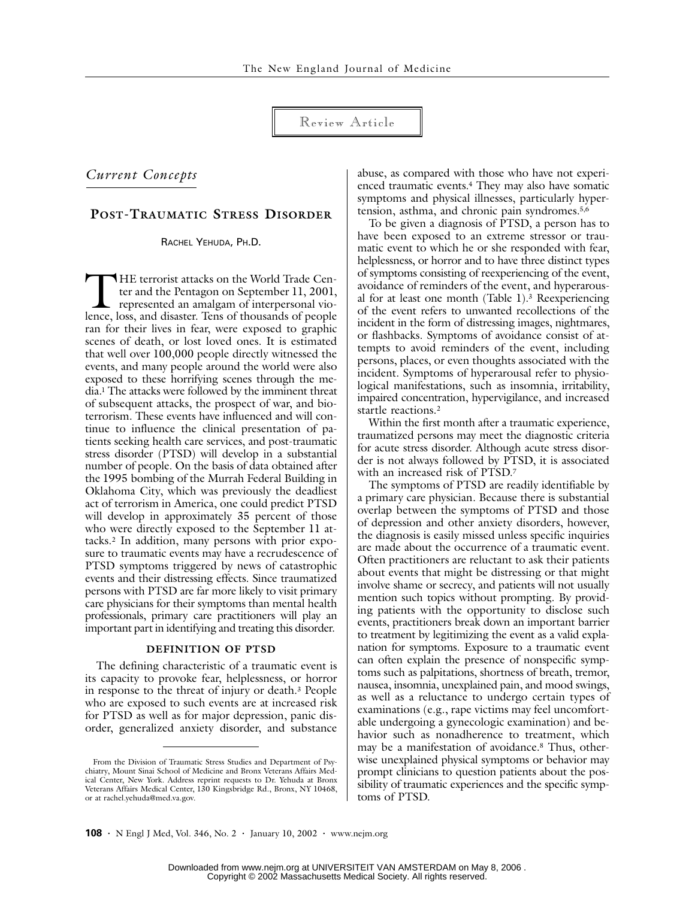Review Article

*Current Concepts*

# POST-TRAUMATIC STRESS DISORDER

RACHEL YEHUDA, PH.D.

THE terrorist attacks on the World Trade Center and the Pentagon on September 11, 2001, represented an amalgam of interpersonal violence, loss, and disaster. Tens of thousands of people ran for their lives in fear, were exposed to graphic scenes of death, or lost loved ones. It is estimated that well over 100,000 people directly witnessed the events, and many people around the world were also exposed to these horrifying scenes through the media.[1] The attacks were followed by the imminent threat of subsequent attacks, the prospect of war, and bioterrorism. These events have influenced and will continue to influence the clinical presentation of patients seeking health care services, and post-traumatic stress disorder (PTSD) will develop in a substantial number of people. On the basis of data obtained after the 1995 bombing of the Murrah Federal Building in Oklahoma City, which was previously the deadliest act of terrorism in America, one could predict PTSD will develop in approximately 35 percent of those who were directly exposed to the September 11 attacks.[2] In addition, many persons with prior exposure to traumatic events may have a recrudescence of PTSD symptoms triggered by news of catastrophic events and their distressing effects. Since traumatized persons with PTSD are far more likely to visit primary care physicians for their symptoms than mental health professionals, primary care practitioners will play an important part in identifying and treating this disorder.

## DEFINITION OF PTSD

The defining characteristic of a traumatic event is its capacity to provoke fear, helplessness, or horror in response to the threat of injury or death.[3] People who are exposed to such events are at increased risk for PTSD as well as for major depression, panic disorder, generalized anxiety disorder, and substance abuse, as compared with those who have not experienced traumatic events.[4] They may also have somatic symptoms and physical illnesses, particularly hypertension, asthma, and chronic pain syndromes.[5,6]

To be given a diagnosis of PTSD, a person has to have been exposed to an extreme stressor or traumatic event to which he or she responded with fear, helplessness, or horror and to have three distinct types of symptoms consisting of reexperiencing of the event, avoidance of reminders of the event, and hyperarousal for at least one month (Table 1).[3] Reexperiencing of the event refers to unwanted recollections of the incident in the form of distressing images, nightmares, or flashbacks. Symptoms of avoidance consist of attempts to avoid reminders of the event, including persons, places, or even thoughts associated with the incident. Symptoms of hyperarousal refer to physiological manifestations, such as insomnia, irritability, impaired concentration, hypervigilance, and increased startle reactions.[2]

Within the first month after a traumatic experience, traumatized persons may meet the diagnostic criteria for acute stress disorder. Although acute stress disorder is not always followed by PTSD, it is associated with an increased risk of PTSD.[7]

The symptoms of PTSD are readily identifiable by a primary care physician. Because there is substantial overlap between the symptoms of PTSD and those of depression and other anxiety disorders, however, the diagnosis is easily missed unless specific inquiries are made about the occurrence of a traumatic event. Often practitioners are reluctant to ask their patients about events that might be distressing or that might involve shame or secrecy, and patients will not usually mention such topics without prompting. By providing patients with the opportunity to disclose such events, practitioners break down an important barrier to treatment by legitimizing the event as a valid explanation for symptoms. Exposure to a traumatic event can often explain the presence of nonspecific symptoms such as palpitations, shortness of breath, tremor, nausea, insomnia, unexplained pain, and mood swings, as well as a reluctance to undergo certain types of examinations (e.g., rape victims may feel uncomfortable undergoing a gynecologic examination) and behavior such as nonadherence to treatment, which may be a manifestation of avoidance.[8] Thus, otherwise unexplained physical symptoms or behavior may prompt clinicians to question patients about the possibility of traumatic experiences and the specific symptoms of PTSD.

From the Division of Traumatic Stress Studies and Department of Psychiatry, Mount Sinai School of Medicine and Bronx Veterans Affairs Medical Center, New York. Address reprint requests to Dr. Yehuda at Bronx Veterans Affairs Medical Center, 130 Kingsbridge Rd., Bronx, NY 10468, or at rachel.yehuda@med.va.gov.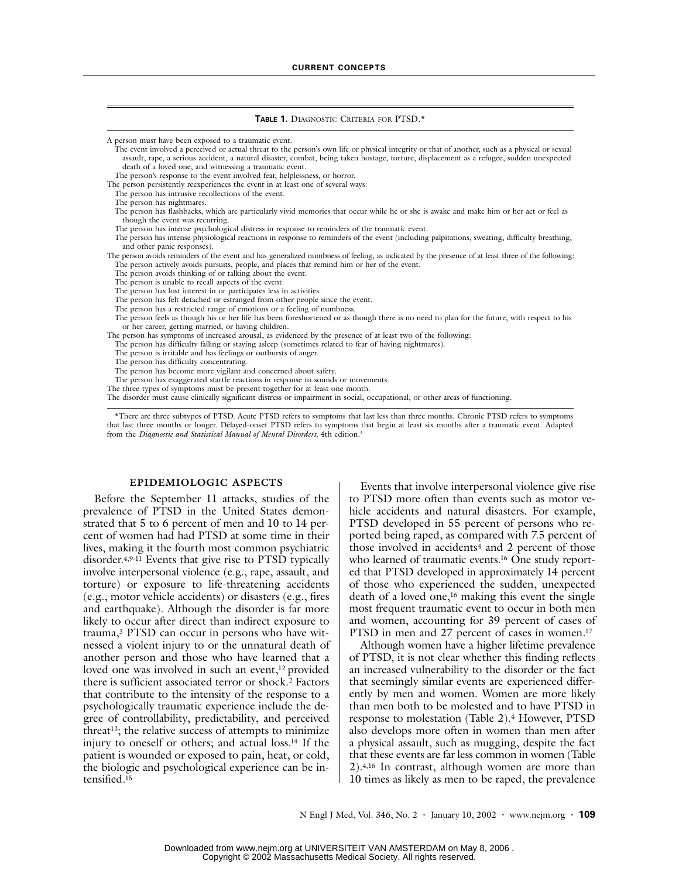**Table 1.** Diagnostic Criteria for PTSD.*

A person must have been exposed to a traumatic event.

- The event involved a perceived or actual threat to the person's own life or physical integrity or that of another, such as a physical or sexual assault, rape, a serious accident, a natural disaster, combat, being taken hostage, torture, displacement as a refugee, sudden unexpected death of a loved one, and witnessing a traumatic event.
- The person's response to the event involved fear, helplessness, or horror.

The person persistently reexperiences the event in at least one of several ways:

- The person has intrusive recollections of the event.
- The person has nightmares.
- The person has flashbacks, which are particularly vivid memories that occur while he or she is awake and make him or her act or feel as though the event was recurring.
- The person has intense psychological distress in response to reminders of the traumatic event.
- The person has intense physiological reactions in response to reminders of the event (including palpitations, sweating, difficulty breathing, and other panic responses).

The person avoids reminders of the event and has generalized numbness of feeling, as indicated by the presence of at least three of the following:

- The person actively avoids pursuits, people, and places that remind him or her of the event.
- The person avoids thinking of or talking about the event.
- The person is unable to recall aspects of the event.
- The person has lost interest in or participates less in activities.
- The person has felt detached or estranged from other people since the event.
- The person has a restricted range of emotions or a feeling of numbness.
- The person feels as though his or her life has been foreshortened or as though there is no need to plan for the future, with respect to his or her career, getting married, or having children.

The person has symptoms of increased arousal, as evidenced by the presence of at least two of the following:

- The person has difficulty falling or staying asleep (sometimes related to fear of having nightmares).
- The person is irritable and has feelings or outbursts of anger.
- The person has difficulty concentrating.
- The person has become more vigilant and concerned about safety.
- The person has exaggerated startle reactions in response to sounds or movements.

The three types of symptoms must be present together for at least one month.

The disorder must cause clinically significant distress or impairment in social, occupational, or other areas of functioning.

*There are three subtypes of PTSD. Acute PTSD refers to symptoms that last less than three months. Chronic PTSD refers to symptoms that last three months or longer. Delayed-onset PTSD refers to symptoms that begin at least six months after a traumatic event. Adapted from the *Diagnostic and Statistical Manual of Mental Disorders,* 4th edition.[3]

## EPIDEMIOLOGIC ASPECTS

Before the September 11 attacks, studies of the prevalence of PTSD in the United States demonstrated that 5 to 6 percent of men and 10 to 14 percent of women had had PTSD at some time in their lives, making it the fourth most common psychiatric disorder.[4,9-11] Events that give rise to PTSD typically involve interpersonal violence (e.g., rape, assault, and torture) or exposure to life-threatening accidents (e.g., motor vehicle accidents) or disasters (e.g., fires and earthquake). Although the disorder is far more likely to occur after direct than indirect exposure to trauma,[3] PTSD can occur in persons who have witnessed a violent injury to or the unnatural death of another person and those who have learned that a loved one was involved in such an event,[12] provided there is sufficient associated terror or shock.[2] Factors that contribute to the intensity of the response to a psychologically traumatic experience include the degree of controllability, predictability, and perceived threat[13]; the relative success of attempts to minimize injury to oneself or others; and actual loss.[14] If the patient is wounded or exposed to pain, heat, or cold, the biologic and psychological experience can be intensified.[15]

Events that involve interpersonal violence give rise to PTSD more often than events such as motor vehicle accidents and natural disasters. For example, PTSD developed in 55 percent of persons who reported being raped, as compared with 7.5 percent of those involved in accidents[4] and 2 percent of those who learned of traumatic events.[16] One study reported that PTSD developed in approximately 14 percent of those who experienced the sudden, unexpected death of a loved one,[16] making this event the single most frequent traumatic event to occur in both men and women, accounting for 39 percent of cases of PTSD in men and 27 percent of cases in women.[17]

Although women have a higher lifetime prevalence of PTSD, it is not clear whether this finding reflects an increased vulnerability to the disorder or the fact that seemingly similar events are experienced differently by men and women. Women are more likely than men both to be molested and to have PTSD in response to molestation (Table 2).[4] However, PTSD also develops more often in women than men after a physical assault, such as mugging, despite the fact that these events are far less common in women (Table 2).[4,16] In contrast, although women are more than 10 times as likely as men to be raped, the prevalence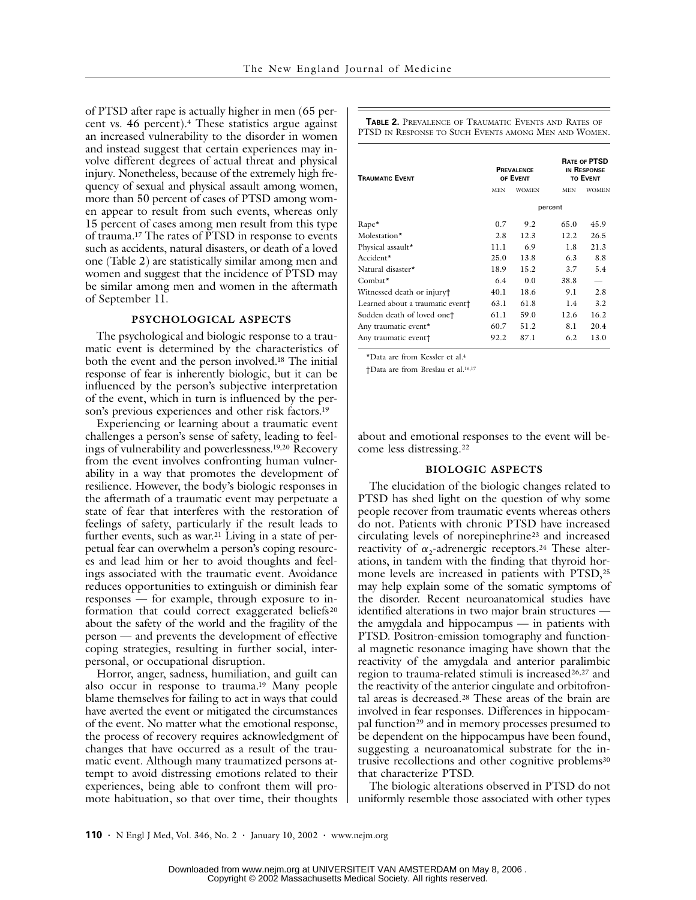of PTSD after rape is actually higher in men (65 percent vs. 46 percent).[4] These statistics argue against an increased vulnerability to the disorder in women and instead suggest that certain experiences may involve different degrees of actual threat and physical injury. Nonetheless, because of the extremely high frequency of sexual and physical assault among women, more than 50 percent of cases of PTSD among women appear to result from such events, whereas only 15 percent of cases among men result from this type of trauma.[17] The rates of PTSD in response to events such as accidents, natural disasters, or death of a loved one (Table 2) are statistically similar among men and women and suggest that the incidence of PTSD may be similar among men and women in the aftermath of September 11.

**Table 2.** Prevalence of Traumatic Events and Rates of PTSD in Response to Such Events among Men and Women.

| Traumatic Event | Prevalence of Event | | Rate of PTSD in Response to Event | |
|---|---|---|---|---|
| | Men | Women | Men | Women |
| | percent | | | |
| Rape* | 0.7 | 9.2 | 65.0 | 45.9 |
| Molestation* | 2.8 | 12.3 | 12.2 | 26.5 |
| Physical assault* | 11.1 | 6.9 | 1.8 | 21.3 |
| Accident* | 25.0 | 13.8 | 6.3 | 8.8 |
| Natural disaster* | 18.9 | 15.2 | 3.7 | 5.4 |
| Combat* | 6.4 | 0.0 | 38.8 | — |
| Witnessed death or injury† | 40.1 | 18.6 | 9.1 | 2.8 |
| Learned about a traumatic event† | 63.1 | 61.8 | 1.4 | 3.2 |
| Sudden death of loved one† | 61.1 | 59.0 | 12.6 | 16.2 |
| Any traumatic event* | 60.7 | 51.2 | 8.1 | 20.4 |
| Any traumatic event† | 92.2 | 87.1 | 6.2 | 13.0 |

*Data are from Kessler et al.[4]

†Data are from Breslau et al.[16,17]

## PSYCHOLOGICAL ASPECTS

The psychological and biologic response to a traumatic event is determined by the characteristics of both the event and the person involved.[18] The initial response of fear is inherently biologic, but it can be influenced by the person's subjective interpretation of the event, which in turn is influenced by the person's previous experiences and other risk factors.[19]

Experiencing or learning about a traumatic event challenges a person's sense of safety, leading to feelings of vulnerability and powerlessness.[19,20] Recovery from the event involves confronting human vulnerability in a way that promotes the development of resilience. However, the body's biologic responses in the aftermath of a traumatic event may perpetuate a state of fear that interferes with the restoration of feelings of safety, particularly if the result leads to further events, such as war.[21] Living in a state of perpetual fear can overwhelm a person's coping resources and lead him or her to avoid thoughts and feelings associated with the traumatic event. Avoidance reduces opportunities to extinguish or diminish fear responses — for example, through exposure to information that could correct exaggerated beliefs[20] about the safety of the world and the fragility of the person — and prevents the development of effective coping strategies, resulting in further social, interpersonal, or occupational disruption.

Horror, anger, sadness, humiliation, and guilt can also occur in response to trauma.[19] Many people blame themselves for failing to act in ways that could have averted the event or mitigated the circumstances of the event. No matter what the emotional response, the process of recovery requires acknowledgment of changes that have occurred as a result of the traumatic event. Although many traumatized persons attempt to avoid distressing emotions related to their experiences, being able to confront them will promote habituation, so that over time, their thoughts about and emotional responses to the event will become less distressing.[22]

## BIOLOGIC ASPECTS

The elucidation of the biologic changes related to PTSD has shed light on the question of why some people recover from traumatic events whereas others do not. Patients with chronic PTSD have increased circulating levels of norepinephrine[23] and increased reactivity of $\alpha_2$-adrenergic receptors.[24] These alterations, in tandem with the finding that thyroid hormone levels are increased in patients with PTSD,[25] may help explain some of the somatic symptoms of the disorder. Recent neuroanatomical studies have identified alterations in two major brain structures — the amygdala and hippocampus — in patients with PTSD. Positron-emission tomography and functional magnetic resonance imaging have shown that the reactivity of the amygdala and anterior paralimbic region to trauma-related stimuli is increased[26,27] and the reactivity of the anterior cingulate and orbitofrontal areas is decreased.[28] These areas of the brain are involved in fear responses. Differences in hippocampal function[29] and in memory processes presumed to be dependent on the hippocampus have been found, suggesting a neuroanatomical substrate for the intrusive recollections and other cognitive problems[30] that characterize PTSD.

The biologic alterations observed in PTSD do not uniformly resemble those associated with other types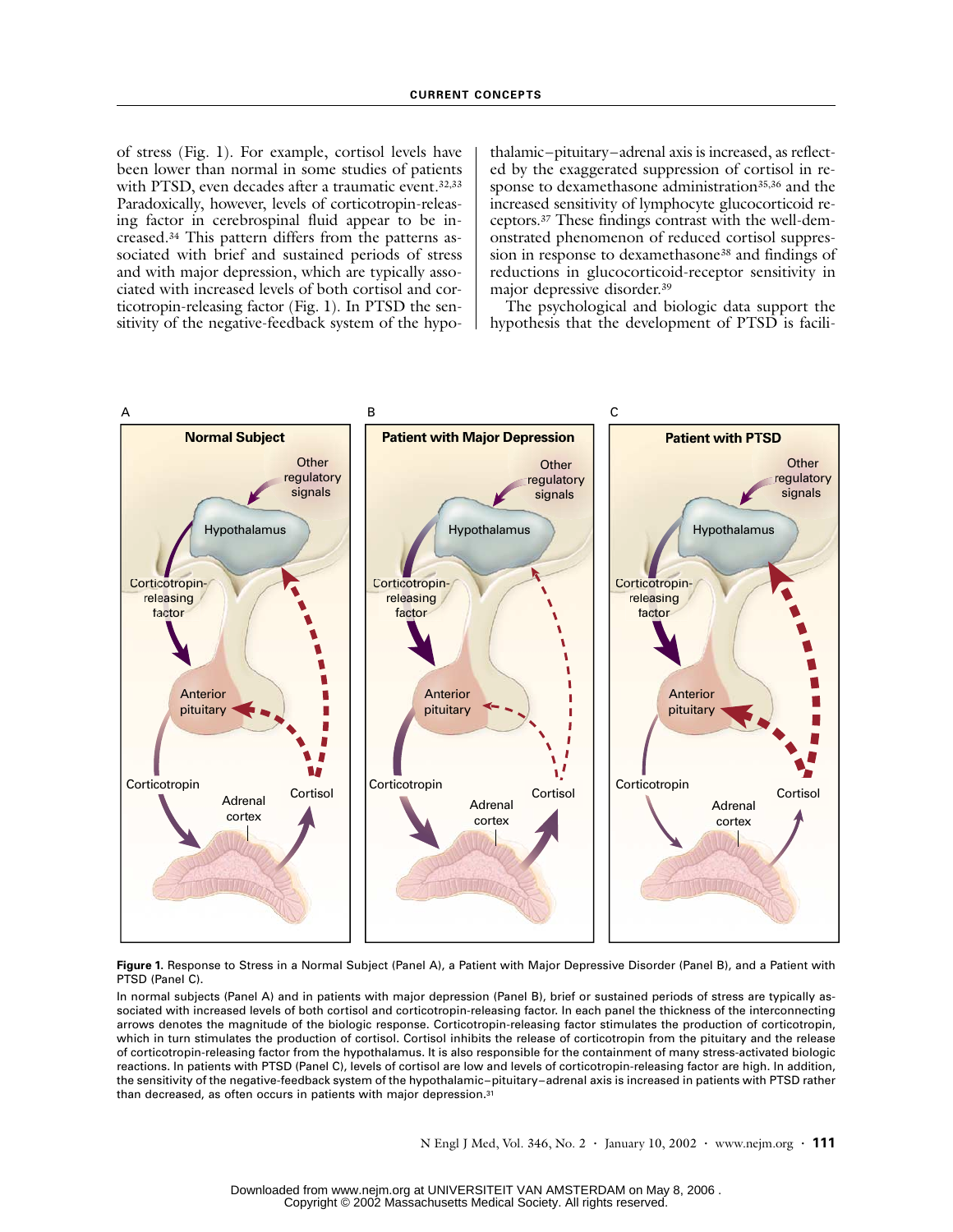of stress (Fig. 1). For example, cortisol levels have been lower than normal in some studies of patients with PTSD, even decades after a traumatic event.[32,33] Paradoxically, however, levels of corticotropin-releasing factor in cerebrospinal fluid appear to be increased.[34] This pattern differs from the patterns associated with brief and sustained periods of stress and with major depression, which are typically associated with increased levels of both cortisol and corticotropin-releasing factor (Fig. 1). In PTSD the sensitivity of the negative-feedback system of the hypothalamic–pituitary–adrenal axis is increased, as reflected by the exaggerated suppression of cortisol in response to dexamethasone administration[35,36] and the increased sensitivity of lymphocyte glucocorticoid receptors.[37] These findings contrast with the well-demonstrated phenomenon of reduced cortisol suppression in response to dexamethasone[38] and findings of reductions in glucocorticoid-receptor sensitivity in major depressive disorder.[39]

The psychological and biologic data support the hypothesis that the development of PTSD is facili-

**Figure 1.** Response to Stress in a Normal Subject (Panel A), a Patient with Major Depressive Disorder (Panel B), and a Patient with PTSD (Panel C).

In normal subjects (Panel A) and in patients with major depression (Panel B), brief or sustained periods of stress are typically associated with increased levels of both cortisol and corticotropin-releasing factor. In each panel the thickness of the interconnecting arrows denotes the magnitude of the biologic response. Corticotropin-releasing factor stimulates the production of corticotropin, which in turn stimulates the production of cortisol. Cortisol inhibits the release of corticotropin from the pituitary and the release of corticotropin-releasing factor from the hypothalamus. It is also responsible for the containment of many stress-activated biologic reactions. In patients with PTSD (Panel C), levels of cortisol are low and levels of corticotropin-releasing factor are high. In addition, the sensitivity of the negative-feedback system of the hypothalamic–pituitary–adrenal axis is increased in patients with PTSD rather than decreased, as often occurs in patients with major depression.[31]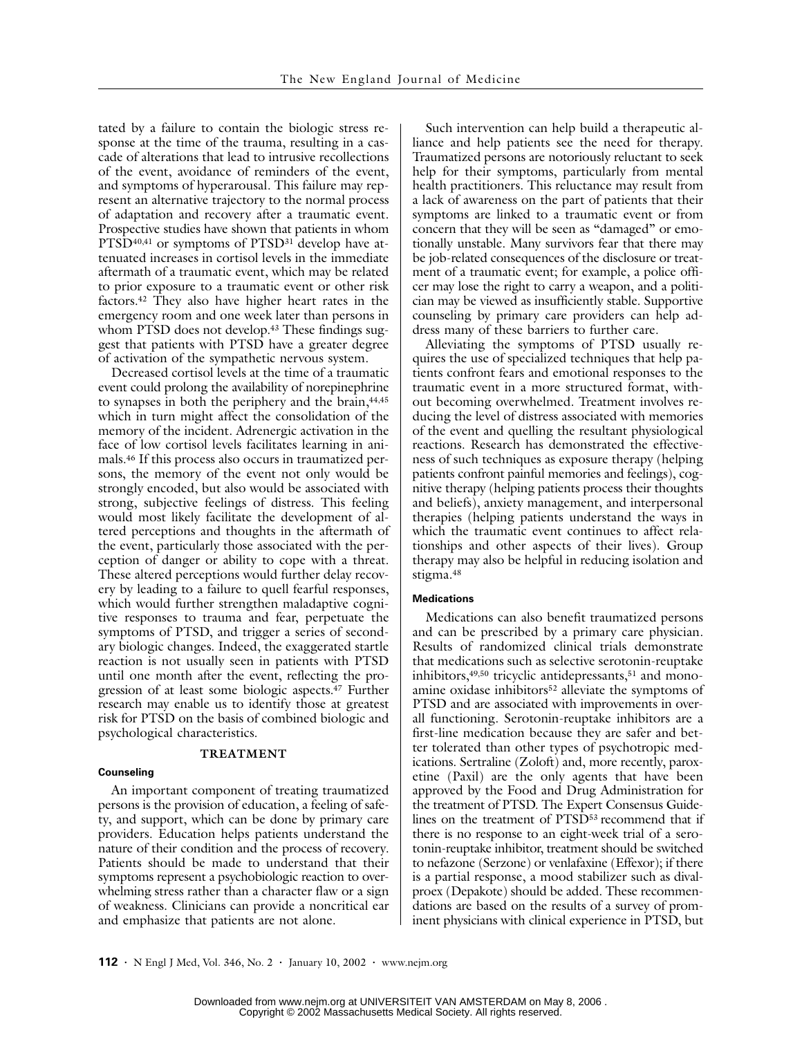tated by a failure to contain the biologic stress response at the time of the trauma, resulting in a cascade of alterations that lead to intrusive recollections of the event, avoidance of reminders of the event, and symptoms of hyperarousal. This failure may represent an alternative trajectory to the normal process of adaptation and recovery after a traumatic event. Prospective studies have shown that patients in whom PTSD[40,41] or symptoms of PTSD[31] develop have attenuated increases in cortisol levels in the immediate aftermath of a traumatic event, which may be related to prior exposure to a traumatic event or other risk factors.[42] They also have higher heart rates in the emergency room and one week later than persons in whom PTSD does not develop.[43] These findings suggest that patients with PTSD have a greater degree of activation of the sympathetic nervous system.

Decreased cortisol levels at the time of a traumatic event could prolong the availability of norepinephrine to synapses in both the periphery and the brain,[44,45] which in turn might affect the consolidation of the memory of the incident. Adrenergic activation in the face of low cortisol levels facilitates learning in animals.[46] If this process also occurs in traumatized persons, the memory of the event not only would be strongly encoded, but also would be associated with strong, subjective feelings of distress. This feeling would most likely facilitate the development of altered perceptions and thoughts in the aftermath of the event, particularly those associated with the perception of danger or ability to cope with a threat. These altered perceptions would further delay recovery by leading to a failure to quell fearful responses, which would further strengthen maladaptive cognitive responses to trauma and fear, perpetuate the symptoms of PTSD, and trigger a series of secondary biologic changes. Indeed, the exaggerated startle reaction is not usually seen in patients with PTSD until one month after the event, reflecting the progression of at least some biologic aspects.[47] Further research may enable us to identify those at greatest risk for PTSD on the basis of combined biologic and psychological characteristics.

## TREATMENT

### Counseling

An important component of treating traumatized persons is the provision of education, a feeling of safety, and support, which can be done by primary care providers. Education helps patients understand the nature of their condition and the process of recovery. Patients should be made to understand that their symptoms represent a psychobiologic reaction to overwhelming stress rather than a character flaw or a sign of weakness. Clinicians can provide a noncritical ear and emphasize that patients are not alone.

Such intervention can help build a therapeutic alliance and help patients see the need for therapy. Traumatized persons are notoriously reluctant to seek help for their symptoms, particularly from mental health practitioners. This reluctance may result from a lack of awareness on the part of patients that their symptoms are linked to a traumatic event or from concern that they will be seen as "damaged" or emotionally unstable. Many survivors fear that there may be job-related consequences of the disclosure or treatment of a traumatic event; for example, a police officer may lose the right to carry a weapon, and a politician may be viewed as insufficiently stable. Supportive counseling by primary care providers can help address many of these barriers to further care.

Alleviating the symptoms of PTSD usually requires the use of specialized techniques that help patients confront fears and emotional responses to the traumatic event in a more structured format, without becoming overwhelmed. Treatment involves reducing the level of distress associated with memories of the event and quelling the resultant physiological reactions. Research has demonstrated the effectiveness of such techniques as exposure therapy (helping patients confront painful memories and feelings), cognitive therapy (helping patients process their thoughts and beliefs), anxiety management, and interpersonal therapies (helping patients understand the ways in which the traumatic event continues to affect relationships and other aspects of their lives). Group therapy may also be helpful in reducing isolation and stigma.[48]

### Medications

Medications can also benefit traumatized persons and can be prescribed by a primary care physician. Results of randomized clinical trials demonstrate that medications such as selective serotonin-reuptake inhibitors,[49,50] tricyclic antidepressants,[51] and monoamine oxidase inhibitors[52] alleviate the symptoms of PTSD and are associated with improvements in overall functioning. Serotonin-reuptake inhibitors are a first-line medication because they are safer and better tolerated than other types of psychotropic medications. Sertraline (Zoloft) and, more recently, paroxetine (Paxil) are the only agents that have been approved by the Food and Drug Administration for the treatment of PTSD. The Expert Consensus Guidelines on the treatment of PTSD[53] recommend that if there is no response to an eight-week trial of a serotonin-reuptake inhibitor, treatment should be switched to nefazone (Serzone) or venlafaxine (Effexor); if there is a partial response, a mood stabilizer such as divalproex (Depakote) should be added. These recommendations are based on the results of a survey of prominent physicians with clinical experience in PTSD, but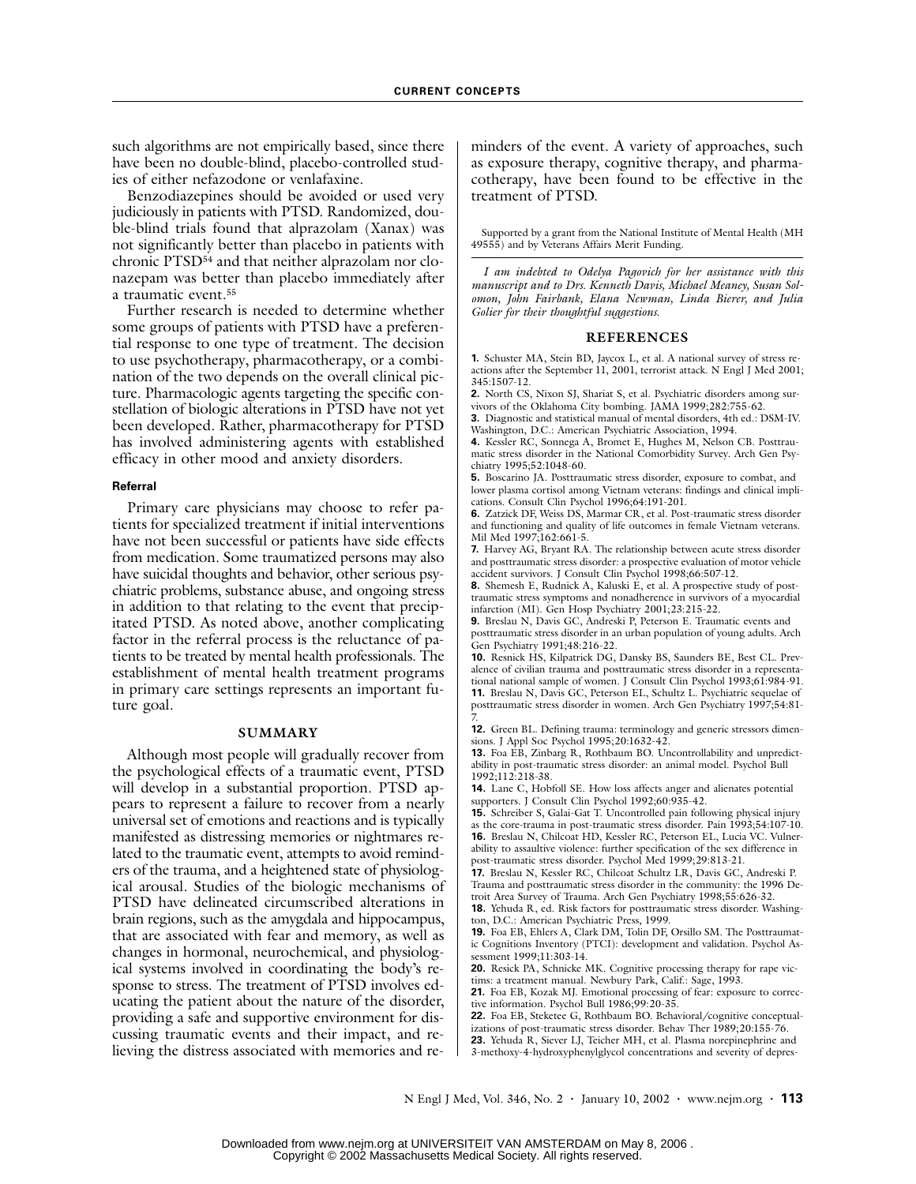such algorithms are not empirically based, since there have been no double-blind, placebo-controlled studies of either nefazodone or venlafaxine.

Benzodiazepines should be avoided or used very judiciously in patients with PTSD. Randomized, double-blind trials found that alprazolam (Xanax) was not significantly better than placebo in patients with chronic PTSD[54] and that neither alprazolam nor clonazepam was better than placebo immediately after a traumatic event.[55]

Further research is needed to determine whether some groups of patients with PTSD have a preferential response to one type of treatment. The decision to use psychotherapy, pharmacotherapy, or a combination of the two depends on the overall clinical picture. Pharmacologic agents targeting the specific constellation of biologic alterations in PTSD have not yet been developed. Rather, pharmacotherapy for PTSD has involved administering agents with established efficacy in other mood and anxiety disorders.

#### Referral

Primary care physicians may choose to refer patients for specialized treatment if initial interventions have not been successful or patients have side effects from medication. Some traumatized persons may also have suicidal thoughts and behavior, other serious psychiatric problems, substance abuse, and ongoing stress in addition to that relating to the event that precipitated PTSD. As noted above, another complicating factor in the referral process is the reluctance of patients to be treated by mental health professionals. The establishment of mental health treatment programs in primary care settings represents an important future goal.

## SUMMARY

Although most people will gradually recover from the psychological effects of a traumatic event, PTSD will develop in a substantial proportion. PTSD appears to represent a failure to recover from a nearly universal set of emotions and reactions and is typically manifested as distressing memories or nightmares related to the traumatic event, attempts to avoid reminders of the trauma, and a heightened state of physiological arousal. Studies of the biologic mechanisms of PTSD have delineated circumscribed alterations in brain regions, such as the amygdala and hippocampus, that are associated with fear and memory, as well as changes in hormonal, neurochemical, and physiological systems involved in coordinating the body's response to stress. The treatment of PTSD involves educating the patient about the nature of the disorder, providing a safe and supportive environment for discussing traumatic events and their impact, and relieving the distress associated with memories and reminders of the event. A variety of approaches, such as exposure therapy, cognitive therapy, and pharmacotherapy, have been found to be effective in the treatment of PTSD.

Supported by a grant from the National Institute of Mental Health (MH 49555) and by Veterans Affairs Merit Funding.

*I am indebted to Odelya Pagovich for her assistance with this manuscript and to Drs. Kenneth Davis, Michael Meaney, Susan Solomon, John Fairbank, Elana Newman, Linda Bierer, and Julia Golier for their thoughtful suggestions.*

## REFERENCES

**1.** Schuster MA, Stein BD, Jaycox L, et al. A national survey of stress reactions after the September 11, 2001, terrorist attack. N Engl J Med 2001; 345:1507-12.

**2.** North CS, Nixon SJ, Shariat S, et al. Psychiatric disorders among survivors of the Oklahoma City bombing. JAMA 1999;282:755-62.

**3.** Diagnostic and statistical manual of mental disorders, 4th ed.: DSM-IV. Washington, D.C.: American Psychiatric Association, 1994.

**4.** Kessler RC, Sonnega A, Bromet E, Hughes M, Nelson CB. Posttraumatic stress disorder in the National Comorbidity Survey. Arch Gen Psychiatry 1995;52:1048-60.

**5.** Boscarino JA. Posttraumatic stress disorder, exposure to combat, and lower plasma cortisol among Vietnam veterans: findings and clinical implications. Consult Clin Psychol 1996;64:191-201.

**6.** Zatzick DF, Weiss DS, Marmar CR, et al. Post-traumatic stress disorder and functioning and quality of life outcomes in female Vietnam veterans. Mil Med 1997;162:661-5.

**7.** Harvey AG, Bryant RA. The relationship between acute stress disorder and posttraumatic stress disorder: a prospective evaluation of motor vehicle accident survivors. J Consult Clin Psychol 1998;66:507-12.

**8.** Shemesh E, Rudnick A, Kaluski E, et al. A prospective study of posttraumatic stress symptoms and nonadherence in survivors of a myocardial infarction (MI). Gen Hosp Psychiatry 2001;23:215-22.

**9.** Breslau N, Davis GC, Andreski P, Peterson E. Traumatic events and posttraumatic stress disorder in an urban population of young adults. Arch Gen Psychiatry 1991;48:216-22.

**10.** Resnick HS, Kilpatrick DG, Dansky BS, Saunders BE, Best CL. Prevalence of civilian trauma and posttraumatic stress disorder in a representational national sample of women. J Consult Clin Psychol 1993;61:984-91.

**11.** Breslau N, Davis GC, Peterson EL, Schultz L. Psychiatric sequelae of posttraumatic stress disorder in women. Arch Gen Psychiatry 1997;54:81-7.

**12.** Green BL. Defining trauma: terminology and generic stressors dimensions. J Appl Soc Psychol 1995;20:1632-42.

**13.** Foa EB, Zinbarg R, Rothbaum BO. Uncontrollability and unpredictability in post-traumatic stress disorder: an animal model. Psychol Bull 1992;112:218-38.

**14.** Lane C, Hobfoll SE. How loss affects anger and alienates potential supporters. J Consult Clin Psychol 1992;60:935-42.

**15.** Schreiber S, Galai-Gat T. Uncontrolled pain following physical injury as the core-trauma in post-traumatic stress disorder. Pain 1993;54:107-10.

**16.** Breslau N, Chilcoat HD, Kessler RC, Peterson EL, Lucia VC. Vulnerability to assaultive violence: further specification of the sex difference in post-traumatic stress disorder. Psychol Med 1999;29:813-21.

**17.** Breslau N, Kessler RC, Chilcoat Schultz LR, Davis GC, Andreski P. Trauma and posttraumatic stress disorder in the community: the 1996 Detroit Area Survey of Trauma. Arch Gen Psychiatry 1998;55:626-32.

**18.** Yehuda R, ed. Risk factors for posttraumatic stress disorder. Washington, D.C.: American Psychiatric Press, 1999.

**19.** Foa EB, Ehlers A, Clark DM, Tolin DF, Orsillo SM. The Posttraumatic Cognitions Inventory (PTCI): development and validation. Psychol Assessment 1999;11:303-14.

**20.** Resick PA, Schnicke MK. Cognitive processing therapy for rape victims: a treatment manual. Newbury Park, Calif.: Sage, 1993.

**21.** Foa EB, Kozak MJ. Emotional processing of fear: exposure to corrective information. Psychol Bull 1986;99:20-35.

**22.** Foa EB, Steketee G, Rothbaum BO. Behavioral/cognitive conceptualizations of post-traumatic stress disorder. Behav Ther 1989;20:155-76.

**23.** Yehuda R, Siever LJ, Teicher MH, et al. Plasma norepinephrine and 3-methoxy-4-hydroxyphenylglycol concentrations and severity of depres-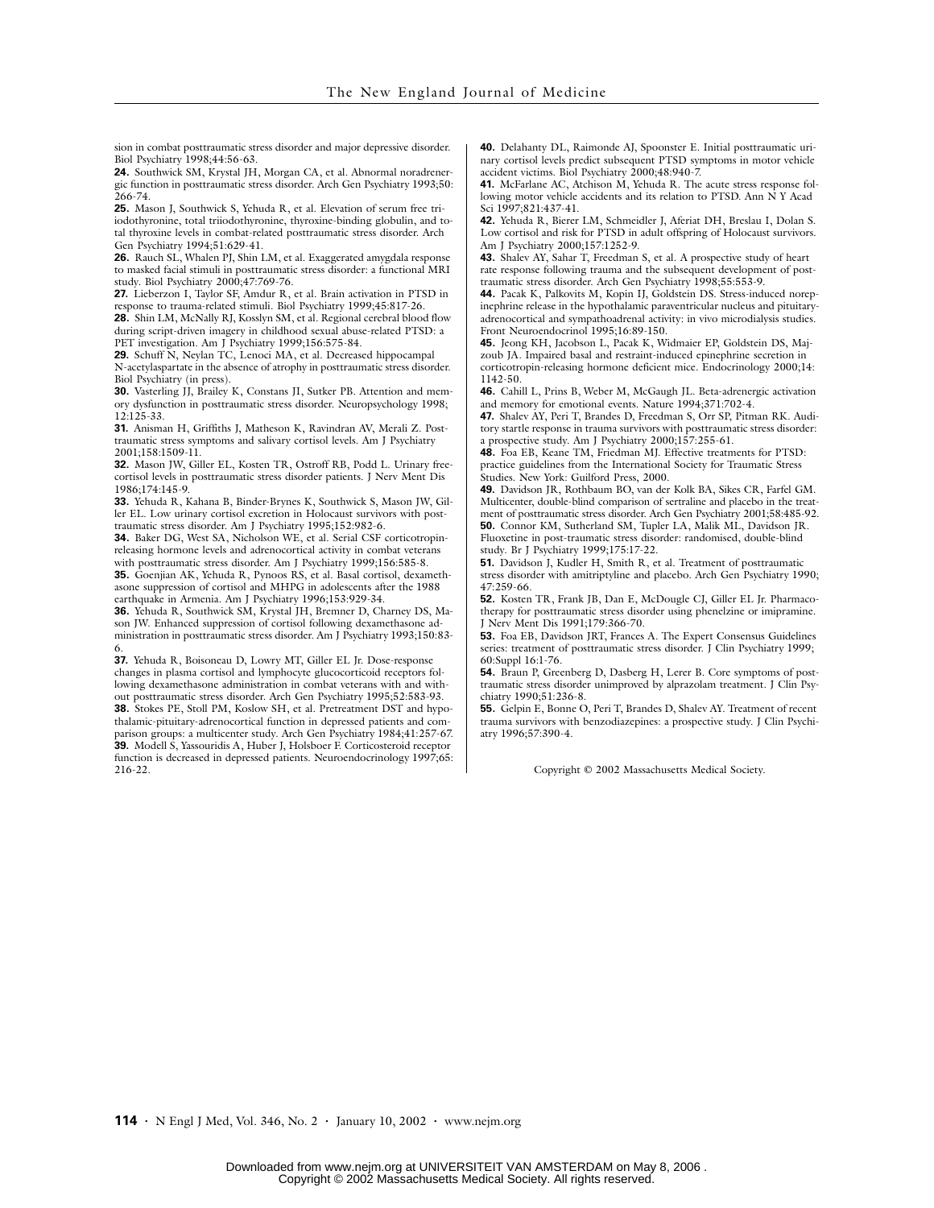sion in combat posttraumatic stress disorder and major depressive disorder. Biol Psychiatry 1998;44:56-63.

**24.** Southwick SM, Krystal JH, Morgan CA, et al. Abnormal noradrenergic function in posttraumatic stress disorder. Arch Gen Psychiatry 1993;50:266-74.

**25.** Mason J, Southwick S, Yehuda R, et al. Elevation of serum free triiodothyronine, total triiodothyronine, thyroxine-binding globulin, and total thyroxine levels in combat-related posttraumatic stress disorder. Arch Gen Psychiatry 1994;51:629-41.

**26.** Rauch SL, Whalen PJ, Shin LM, et al. Exaggerated amygdala response to masked facial stimuli in posttraumatic stress disorder: a functional MRI study. Biol Psychiatry 2000;47:769-76.

**27.** Lieberzon I, Taylor SF, Amdur R, et al. Brain activation in PTSD in response to trauma-related stimuli. Biol Psychiatry 1999;45:817-26.

**28.** Shin LM, McNally RJ, Kosslyn SM, et al. Regional cerebral blood flow during script-driven imagery in childhood sexual abuse-related PTSD: a PET investigation. Am J Psychiatry 1999;156:575-84.

**29.** Schuff N, Neylan TC, Lenoci MA, et al. Decreased hippocampal N-acetylaspartate in the absence of atrophy in posttraumatic stress disorder. Biol Psychiatry (in press).

**30.** Vasterling JJ, Brailey K, Constans JI, Sutker PB. Attention and memory dysfunction in posttraumatic stress disorder. Neuropsychology 1998;12:125-33.

**31.** Anisman H, Griffiths J, Matheson K, Ravindran AV, Merali Z. Posttraumatic stress symptoms and salivary cortisol levels. Am J Psychiatry 2001;158:1509-11.

**32.** Mason JW, Giller EL, Kosten TR, Ostroff RB, Podd L. Urinary free-cortisol levels in posttraumatic stress disorder patients. J Nerv Ment Dis 1986;174:145-9.

**33.** Yehuda R, Kahana B, Binder-Brynes K, Southwick S, Mason JW, Giller EL. Low urinary cortisol excretion in Holocaust survivors with posttraumatic stress disorder. Am J Psychiatry 1995;152:982-6.

**34.** Baker DG, West SA, Nicholson WE, et al. Serial CSF corticotropin-releasing hormone levels and adrenocortical activity in combat veterans with posttraumatic stress disorder. Am J Psychiatry 1999;156:585-8.

**35.** Goenjian AK, Yehuda R, Pynoos RS, et al. Basal cortisol, dexamethasone suppression of cortisol and MHPG in adolescents after the 1988 earthquake in Armenia. Am J Psychiatry 1996;153:929-34.

**36.** Yehuda R, Southwick SM, Krystal JH, Bremner D, Charney DS, Mason JW. Enhanced suppression of cortisol following dexamethasone administration in posttraumatic stress disorder. Am J Psychiatry 1993;150:83-6.

**37.** Yehuda R, Boisoneau D, Lowry MT, Giller EL Jr. Dose-response changes in plasma cortisol and lymphocyte glucocorticoid receptors following dexamethasone administration in combat veterans with and without posttraumatic stress disorder. Arch Gen Psychiatry 1995;52:583-93.

**38.** Stokes PE, Stoll PM, Koslow SH, et al. Pretreatment DST and hypothalamic-pituitary-adrenocortical function in depressed patients and comparison groups: a multicenter study. Arch Gen Psychiatry 1984;41:257-67.

**39.** Modell S, Yassouridis A, Huber J, Holsboer F. Corticosteroid receptor function is decreased in depressed patients. Neuroendocrinology 1997;65:216-22.

**40.** Delahanty DL, Raimonde AJ, Spoonster E. Initial posttraumatic urinary cortisol levels predict subsequent PTSD symptoms in motor vehicle accident victims. Biol Psychiatry 2000;48:940-7.

**41.** McFarlane AC, Atchison M, Yehuda R. The acute stress response following motor vehicle accidents and its relation to PTSD. Ann N Y Acad Sci 1997;821:437-41.

**42.** Yehuda R, Bierer LM, Schmeidler J, Aferiat DH, Breslau I, Dolan S. Low cortisol and risk for PTSD in adult offspring of Holocaust survivors. Am J Psychiatry 2000;157:1252-9.

**43.** Shalev AY, Sahar T, Freedman S, et al. A prospective study of heart rate response following trauma and the subsequent development of posttraumatic stress disorder. Arch Gen Psychiatry 1998;55:553-9.

**44.** Pacak K, Palkovits M, Kopin IJ, Goldstein DS. Stress-induced norepinephrine release in the hypothalamic paraventricular nucleus and pituitary-adrenocortical and sympathoadrenal activity: in vivo microdialysis studies. Front Neuroendocrinol 1995;16:89-150.

**45.** Jeong KH, Jacobson L, Pacak K, Widmaier EP, Goldstein DS, Majzoub JA. Impaired basal and restraint-induced epinephrine secretion in corticotropin-releasing hormone deficient mice. Endocrinology 2000;14:1142-50.

**46.** Cahill L, Prins B, Weber M, McGaugh JL. Beta-adrenergic activation and memory for emotional events. Nature 1994;371:702-4.

**47.** Shalev AY, Peri T, Brandes D, Freedman S, Orr SP, Pitman RK. Auditory startle response in trauma survivors with posttraumatic stress disorder: a prospective study. Am J Psychiatry 2000;157:255-61.

**48.** Foa EB, Keane TM, Friedman MJ. Effective treatments for PTSD: practice guidelines from the International Society for Traumatic Stress Studies. New York: Guilford Press, 2000.

**49.** Davidson JR, Rothbaum BO, van der Kolk BA, Sikes CR, Farfel GM. Multicenter, double-blind comparison of sertraline and placebo in the treatment of posttraumatic stress disorder. Arch Gen Psychiatry 2001;58:485-92.

**50.** Connor KM, Sutherland SM, Tupler LA, Malik ML, Davidson JR. Fluoxetine in post-traumatic stress disorder: randomised, double-blind study. Br J Psychiatry 1999;175:17-22.

**51.** Davidson J, Kudler H, Smith R, et al. Treatment of posttraumatic stress disorder with amitriptyline and placebo. Arch Gen Psychiatry 1990;47:259-66.

**52.** Kosten TR, Frank JB, Dan E, McDougle CJ, Giller EL Jr. Pharmacotherapy for posttraumatic stress disorder using phenelzine or imipramine. J Nerv Ment Dis 1991;179:366-70.

**53.** Foa EB, Davidson JRT, Frances A. The Expert Consensus Guidelines series: treatment of posttraumatic stress disorder. J Clin Psychiatry 1999;60:Suppl 16:1-76.

**54.** Braun P, Greenberg D, Dasberg H, Lerer B. Core symptoms of posttraumatic stress disorder unimproved by alprazolam treatment. J Clin Psychiatry 1990;51:236-8.

**55.** Gelpin E, Bonne O, Peri T, Brandes D, Shalev AY. Treatment of recent trauma survivors with benzodiazepines: a prospective study. J Clin Psychiatry 1996;57:390-4.

Copyright © 2002 Massachusetts Medical Society.